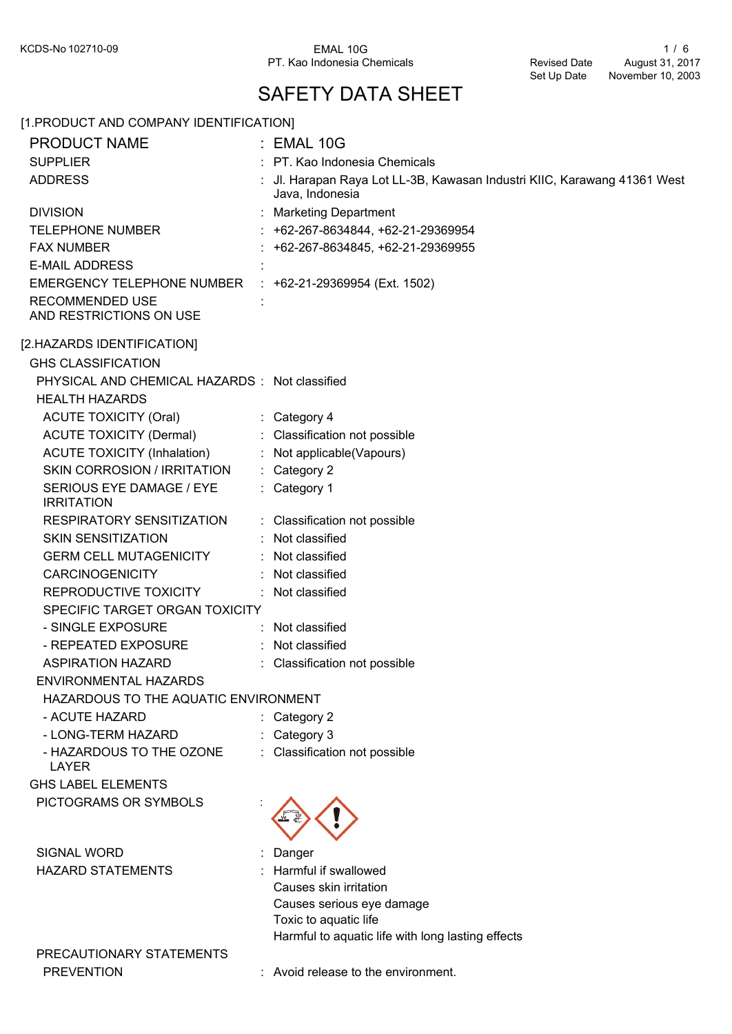KCDS-No 102710-09 | EMAL 10G | PT. Kao Indonesia Chemicals | Revised Date: August 31, 2017 | Set Up Date: November 10, 2003

# SAFETY DATA SHEET

## [1.PRODUCT AND COMPANY IDENTIFICATION]

| | |
|---|---|
| PRODUCT NAME | : EMAL 10G |
| SUPPLIER | : PT. Kao Indonesia Chemicals |
| ADDRESS | : Jl. Harapan Raya Lot LL-3B, Kawasan Industri KIIC, Karawang 41361 West Java, Indonesia |
| DIVISION | : Marketing Department |
| TELEPHONE NUMBER | : +62-267-8634844, +62-21-29369954 |
| FAX NUMBER | : +62-267-8634845, +62-21-29369955 |
| E-MAIL ADDRESS | : |
| EMERGENCY TELEPHONE NUMBER | : +62-21-29369954 (Ext. 1502) |
| RECOMMENDED USE AND RESTRICTIONS ON USE | : |

## [2.HAZARDS IDENTIFICATION]

GHS CLASSIFICATION

| | |
|---|---|
| PHYSICAL AND CHEMICAL HAZARDS | : Not classified |
| HEALTH HAZARDS | |
| ACUTE TOXICITY (Oral) | : Category 4 |
| ACUTE TOXICITY (Dermal) | : Classification not possible |
| ACUTE TOXICITY (Inhalation) | : Not applicable(Vapours) |
| SKIN CORROSION / IRRITATION | : Category 2 |
| SERIOUS EYE DAMAGE / EYE IRRITATION | : Category 1 |
| RESPIRATORY SENSITIZATION | : Classification not possible |
| SKIN SENSITIZATION | : Not classified |
| GERM CELL MUTAGENICITY | : Not classified |
| CARCINOGENICITY | : Not classified |
| REPRODUCTIVE TOXICITY | : Not classified |
| SPECIFIC TARGET ORGAN TOXICITY | |
| - SINGLE EXPOSURE | : Not classified |
| - REPEATED EXPOSURE | : Not classified |
| ASPIRATION HAZARD | : Classification not possible |
| ENVIRONMENTAL HAZARDS | |
| HAZARDOUS TO THE AQUATIC ENVIRONMENT | |
| - ACUTE HAZARD | : Category 2 |
| - LONG-TERM HAZARD | : Category 3 |
| - HAZARDOUS TO THE OZONE LAYER | : Classification not possible |

GHS LABEL ELEMENTS

| | |
|---|---|
| PICTOGRAMS OR SYMBOLS | : |
| SIGNAL WORD | : Danger |
| HAZARD STATEMENTS | : Harmful if swallowed<br>Causes skin irritation<br>Causes serious eye damage<br>Toxic to aquatic life<br>Harmful to aquatic life with long lasting effects |

PRECAUTIONARY STATEMENTS

| | |
|---|---|
| PREVENTION | : Avoid release to the environment. |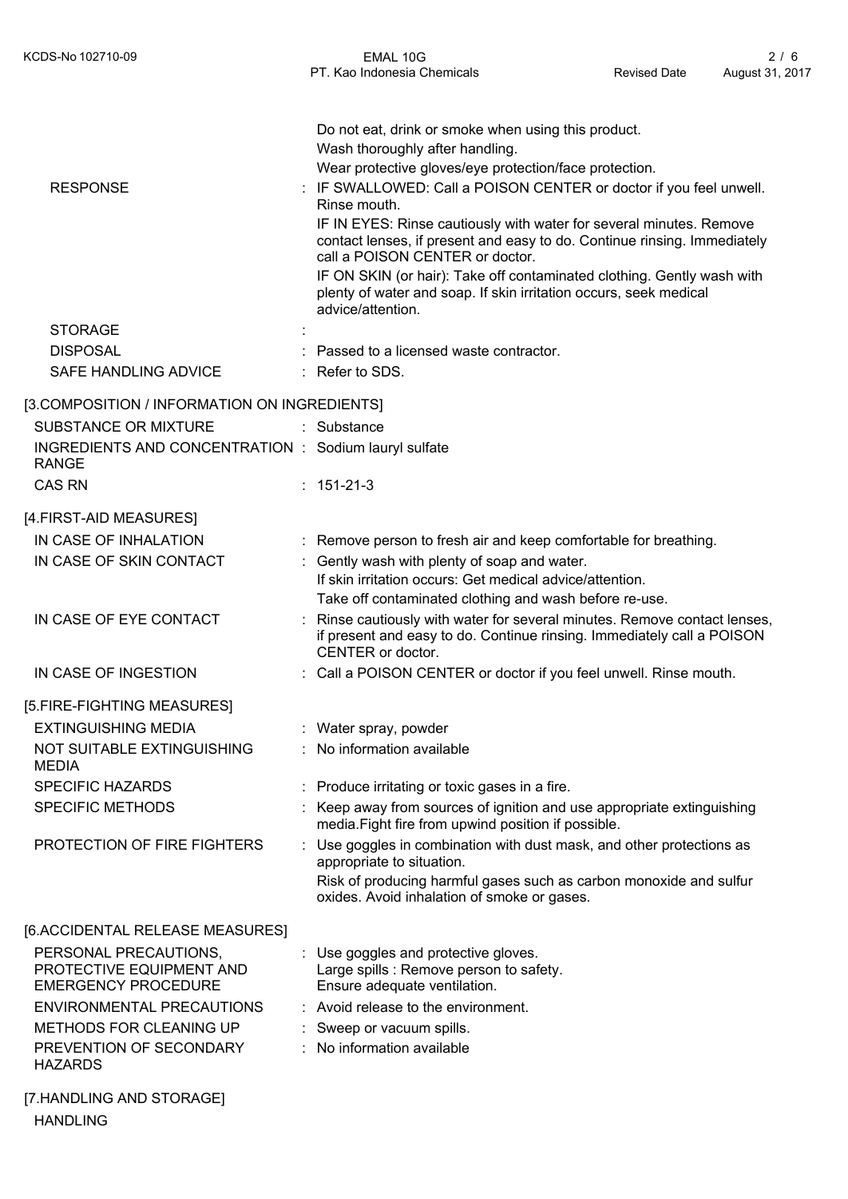| | | |
|---|---|---|
| | | Do not eat, drink or smoke when using this product. Wash thoroughly after handling. Wear protective gloves/eye protection/face protection. |
| RESPONSE | : | IF SWALLOWED: Call a POISON CENTER or doctor if you feel unwell. Rinse mouth. IF IN EYES: Rinse cautiously with water for several minutes. Remove contact lenses, if present and easy to do. Continue rinsing. Immediately call a POISON CENTER or doctor. IF ON SKIN (or hair): Take off contaminated clothing. Gently wash with plenty of water and soap. If skin irritation occurs, seek medical advice/attention. |
| STORAGE | : | |
| DISPOSAL | : | Passed to a licensed waste contractor. |
| SAFE HANDLING ADVICE | : | Refer to SDS. |

## [3.COMPOSITION / INFORMATION ON INGREDIENTS]

| | | |
|---|---|---|
| SUBSTANCE OR MIXTURE | : | Substance |
| INGREDIENTS AND CONCENTRATION RANGE | : | Sodium lauryl sulfate |
| CAS RN | : | 151-21-3 |

## [4.FIRST-AID MEASURES]

| | | |
|---|---|---|
| IN CASE OF INHALATION | : | Remove person to fresh air and keep comfortable for breathing. |
| IN CASE OF SKIN CONTACT | : | Gently wash with plenty of soap and water. If skin irritation occurs: Get medical advice/attention. Take off contaminated clothing and wash before re-use. |
| IN CASE OF EYE CONTACT | : | Rinse cautiously with water for several minutes. Remove contact lenses, if present and easy to do. Continue rinsing. Immediately call a POISON CENTER or doctor. |
| IN CASE OF INGESTION | : | Call a POISON CENTER or doctor if you feel unwell. Rinse mouth. |

## [5.FIRE-FIGHTING MEASURES]

| | | |
|---|---|---|
| EXTINGUISHING MEDIA | : | Water spray, powder |
| NOT SUITABLE EXTINGUISHING MEDIA | : | No information available |
| SPECIFIC HAZARDS | : | Produce irritating or toxic gases in a fire. |
| SPECIFIC METHODS | : | Keep away from sources of ignition and use appropriate extinguishing media.Fight fire from upwind position if possible. |
| PROTECTION OF FIRE FIGHTERS | : | Use goggles in combination with dust mask, and other protections as appropriate to situation. Risk of producing harmful gases such as carbon monoxide and sulfur oxides. Avoid inhalation of smoke or gases. |

## [6.ACCIDENTAL RELEASE MEASURES]

| | | |
|---|---|---|
| PERSONAL PRECAUTIONS, PROTECTIVE EQUIPMENT AND EMERGENCY PROCEDURE | : | Use goggles and protective gloves. Large spills : Remove person to safety. Ensure adequate ventilation. |
| ENVIRONMENTAL PRECAUTIONS | : | Avoid release to the environment. |
| METHODS FOR CLEANING UP | : | Sweep or vacuum spills. |
| PREVENTION OF SECONDARY HAZARDS | : | No information available |

## [7.HANDLING AND STORAGE]

HANDLING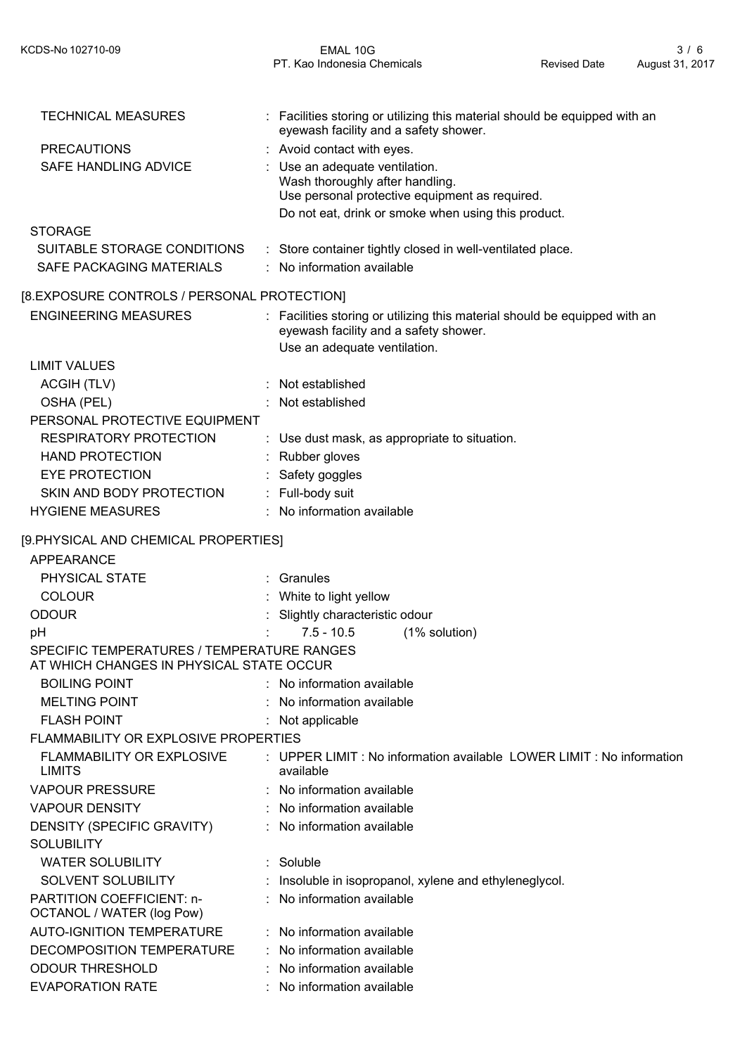TECHNICAL MEASURES : Facilities storing or utilizing this material should be equipped with an eyewash facility and a safety shower.

PRECAUTIONS : Avoid contact with eyes.

SAFE HANDLING ADVICE : Use an adequate ventilation.
Wash thoroughly after handling.
Use personal protective equipment as required.
Do not eat, drink or smoke when using this product.

STORAGE

SUITABLE STORAGE CONDITIONS : Store container tightly closed in well-ventilated place.

SAFE PACKAGING MATERIALS : No information available

## [8.EXPOSURE CONTROLS / PERSONAL PROTECTION]

ENGINEERING MEASURES : Facilities storing or utilizing this material should be equipped with an eyewash facility and a safety shower.
Use an adequate ventilation.

LIMIT VALUES

ACGIH (TLV) : Not established

OSHA (PEL) : Not established

PERSONAL PROTECTIVE EQUIPMENT

RESPIRATORY PROTECTION : Use dust mask, as appropriate to situation.

HAND PROTECTION : Rubber gloves

EYE PROTECTION : Safety goggles

SKIN AND BODY PROTECTION : Full-body suit

HYGIENE MEASURES : No information available

## [9.PHYSICAL AND CHEMICAL PROPERTIES]

APPEARANCE

PHYSICAL STATE : Granules

COLOUR : White to light yellow

ODOUR : Slightly characteristic odour

pH : 7.5 - 10.5 (1% solution)

SPECIFIC TEMPERATURES / TEMPERATURE RANGES AT WHICH CHANGES IN PHYSICAL STATE OCCUR

BOILING POINT : No information available

MELTING POINT : No information available

FLASH POINT : Not applicable

FLAMMABILITY OR EXPLOSIVE PROPERTIES

FLAMMABILITY OR EXPLOSIVE LIMITS : UPPER LIMIT : No information available LOWER LIMIT : No information available

VAPOUR PRESSURE : No information available

VAPOUR DENSITY : No information available

DENSITY (SPECIFIC GRAVITY) : No information available

SOLUBILITY

WATER SOLUBILITY : Soluble

SOLVENT SOLUBILITY : Insoluble in isopropanol, xylene and ethyleneglycol.

PARTITION COEFFICIENT: n-OCTANOL / WATER (log Pow) : No information available

AUTO-IGNITION TEMPERATURE : No information available

DECOMPOSITION TEMPERATURE : No information available

ODOUR THRESHOLD : No information available

EVAPORATION RATE : No information available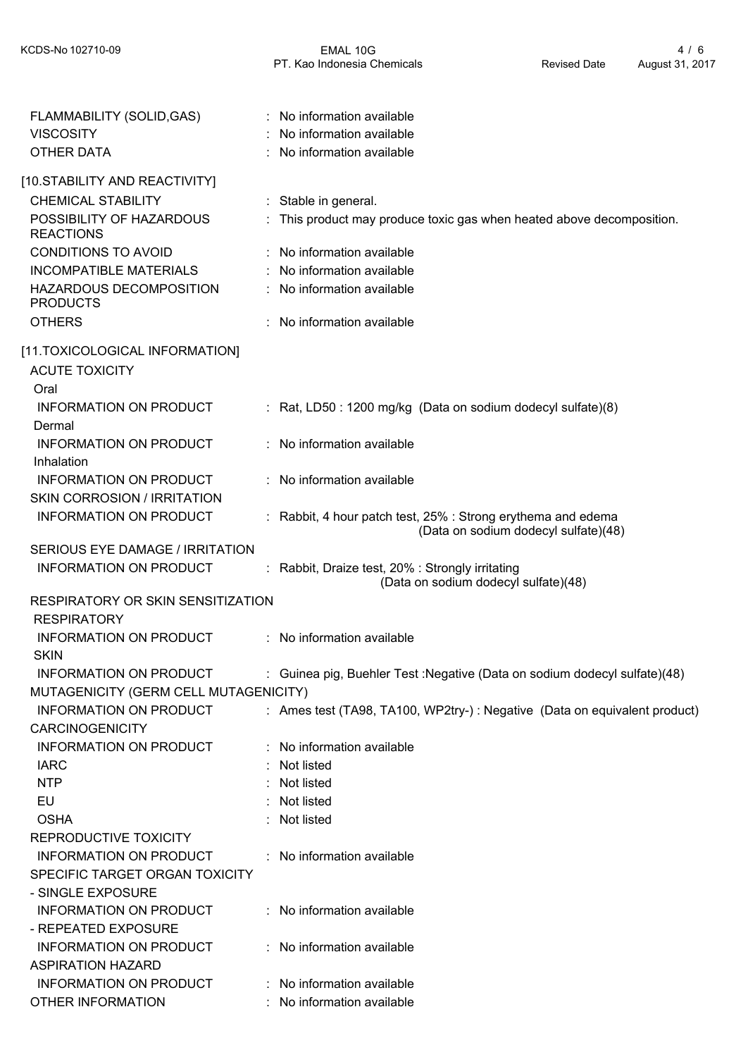FLAMMABILITY (SOLID,GAS) : No information available
VISCOSITY : No information available
OTHER DATA : No information available

## [10.STABILITY AND REACTIVITY]

CHEMICAL STABILITY : Stable in general.
POSSIBILITY OF HAZARDOUS REACTIONS : This product may produce toxic gas when heated above decomposition.
CONDITIONS TO AVOID : No information available
INCOMPATIBLE MATERIALS : No information available
HAZARDOUS DECOMPOSITION PRODUCTS : No information available
OTHERS : No information available

## [11.TOXICOLOGICAL INFORMATION]

ACUTE TOXICITY

Oral

INFORMATION ON PRODUCT : Rat, LD50 : 1200 mg/kg (Data on sodium dodecyl sulfate)(8)

Dermal

INFORMATION ON PRODUCT : No information available

Inhalation

INFORMATION ON PRODUCT : No information available

SKIN CORROSION / IRRITATION

INFORMATION ON PRODUCT : Rabbit, 4 hour patch test, 25% : Strong erythema and edema (Data on sodium dodecyl sulfate)(48)

SERIOUS EYE DAMAGE / IRRITATION

INFORMATION ON PRODUCT : Rabbit, Draize test, 20% : Strongly irritating (Data on sodium dodecyl sulfate)(48)

RESPIRATORY OR SKIN SENSITIZATION

RESPIRATORY

INFORMATION ON PRODUCT : No information available

SKIN

INFORMATION ON PRODUCT : Guinea pig, Buehler Test :Negative (Data on sodium dodecyl sulfate)(48)

MUTAGENICITY (GERM CELL MUTAGENICITY)

INFORMATION ON PRODUCT : Ames test (TA98, TA100, WP2try-) : Negative (Data on equivalent product)

CARCINOGENICITY

INFORMATION ON PRODUCT : No information available
IARC : Not listed
NTP : Not listed
EU : Not listed
OSHA : Not listed

REPRODUCTIVE TOXICITY

INFORMATION ON PRODUCT : No information available

SPECIFIC TARGET ORGAN TOXICITY

- SINGLE EXPOSURE

INFORMATION ON PRODUCT : No information available

- REPEATED EXPOSURE

INFORMATION ON PRODUCT : No information available

ASPIRATION HAZARD

INFORMATION ON PRODUCT : No information available

OTHER INFORMATION : No information available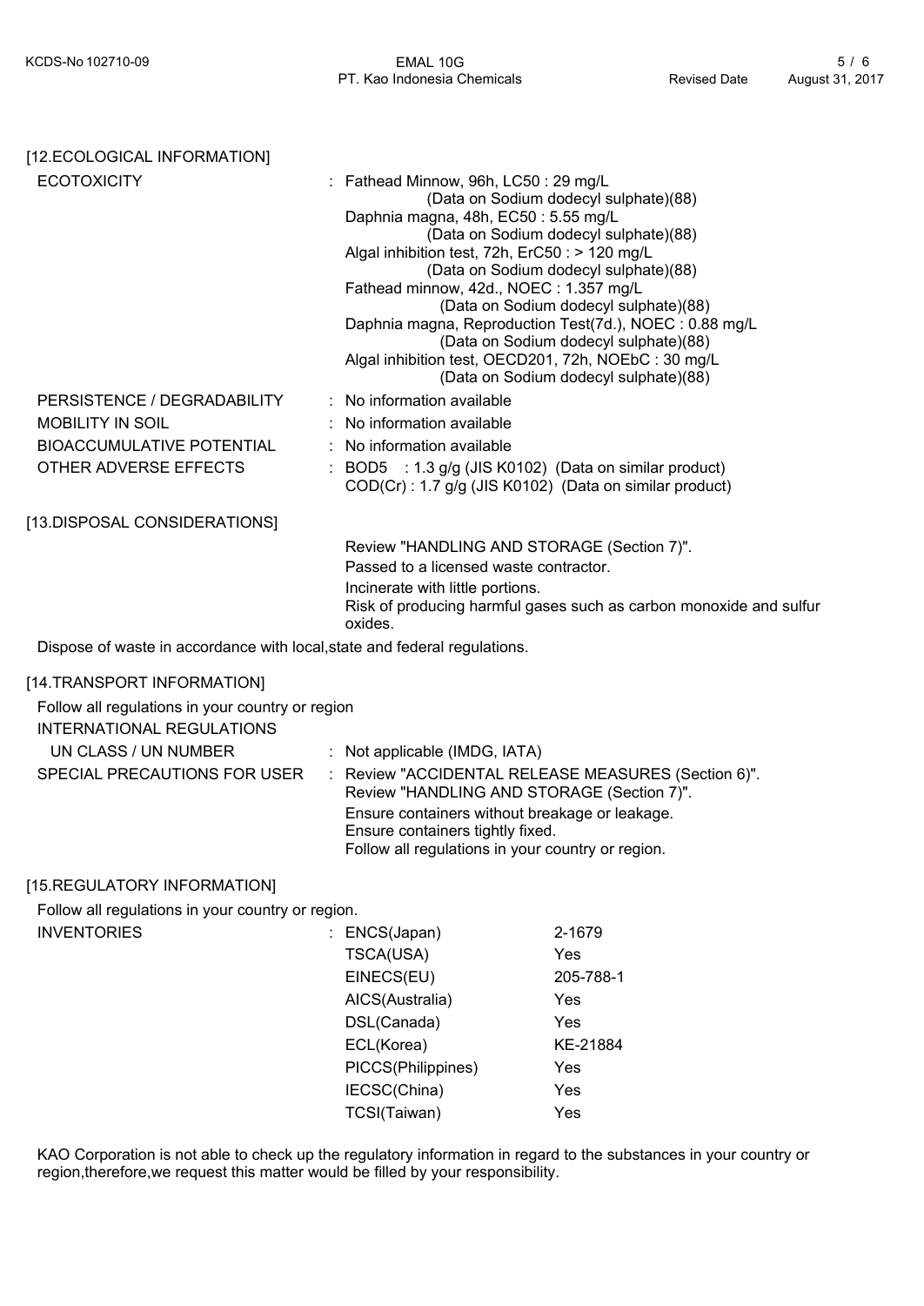## [12.ECOLOGICAL INFORMATION]

**ECOTOXICITY**
: Fathead Minnow, 96h, $LC_{50}$ : 29 mg/L
(Data on Sodium dodecyl sulphate)(88)
Daphnia magna, 48h, $EC_{50}$ : 5.55 mg/L
(Data on Sodium dodecyl sulphate)(88)
Algal inhibition test, 72h, $ErC_{50}$ : > 120 mg/L
(Data on Sodium dodecyl sulphate)(88)
Fathead minnow, 42d., NOEC : 1.357 mg/L
(Data on Sodium dodecyl sulphate)(88)
Daphnia magna, Reproduction Test(7d.), NOEC : 0.88 mg/L
(Data on Sodium dodecyl sulphate)(88)
Algal inhibition test, OECD201, 72h, NOEbC : 30 mg/L
(Data on Sodium dodecyl sulphate)(88)

**PERSISTENCE / DEGRADABILITY** : No information available

**MOBILITY IN SOIL** : No information available

**BIOACCUMULATIVE POTENTIAL** : No information available

**OTHER ADVERSE EFFECTS**
: $BOD_5$ : 1.3 g/g (JIS K0102) (Data on similar product)
COD(Cr) : 1.7 g/g (JIS K0102) (Data on similar product)

## [13.DISPOSAL CONSIDERATIONS]

Review "HANDLING AND STORAGE (Section 7)".
Passed to a licensed waste contractor.
Incinerate with little portions.
Risk of producing harmful gases such as carbon monoxide and sulfur oxides.

Dispose of waste in accordance with local,state and federal regulations.

## [14.TRANSPORT INFORMATION]

Follow all regulations in your country or region

INTERNATIONAL REGULATIONS

**UN CLASS / UN NUMBER** : Not applicable (IMDG, IATA)

**SPECIAL PRECAUTIONS FOR USER**
: Review "ACCIDENTAL RELEASE MEASURES (Section 6)".
Review "HANDLING AND STORAGE (Section 7)".
Ensure containers without breakage or leakage.
Ensure containers tightly fixed.
Follow all regulations in your country or region.

## [15.REGULATORY INFORMATION]

Follow all regulations in your country or region.

**INVENTORIES**

| | |
|---|---|
| ENCS(Japan) | 2-1679 |
| TSCA(USA) | Yes |
| EINECS(EU) | 205-788-1 |
| AICS(Australia) | Yes |
| DSL(Canada) | Yes |
| ECL(Korea) | KE-21884 |
| PICCS(Philippines) | Yes |
| IECSC(China) | Yes |
| TCSI(Taiwan) | Yes |

KAO Corporation is not able to check up the regulatory information in regard to the substances in your country or region,therefore,we request this matter would be filled by your responsibility.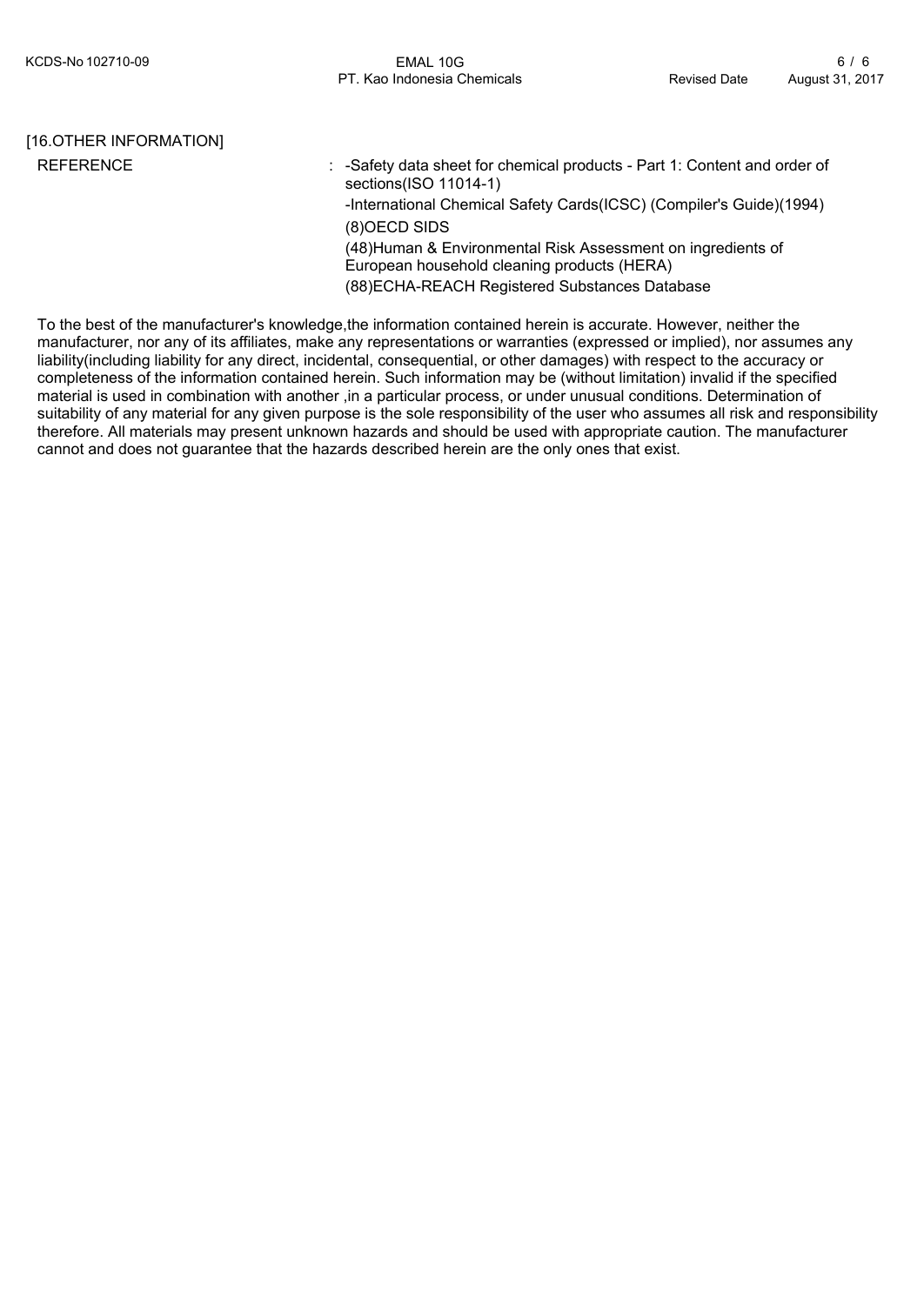## [16.OTHER INFORMATION]

REFERENCE : -Safety data sheet for chemical products - Part 1: Content and order of sections(ISO 11014-1)

-International Chemical Safety Cards(ICSC) (Compiler's Guide)(1994)

(8)OECD SIDS

(48)Human & Environmental Risk Assessment on ingredients of European household cleaning products (HERA)

(88)ECHA-REACH Registered Substances Database

To the best of the manufacturer's knowledge,the information contained herein is accurate. However, neither the manufacturer, nor any of its affiliates, make any representations or warranties (expressed or implied), nor assumes any liability(including liability for any direct, incidental, consequential, or other damages) with respect to the accuracy or completeness of the information contained herein. Such information may be (without limitation) invalid if the specified material is used in combination with another ,in a particular process, or under unusual conditions. Determination of suitability of any material for any given purpose is the sole responsibility of the user who assumes all risk and responsibility therefore. All materials may present unknown hazards and should be used with appropriate caution. The manufacturer cannot and does not guarantee that the hazards described herein are the only ones that exist.